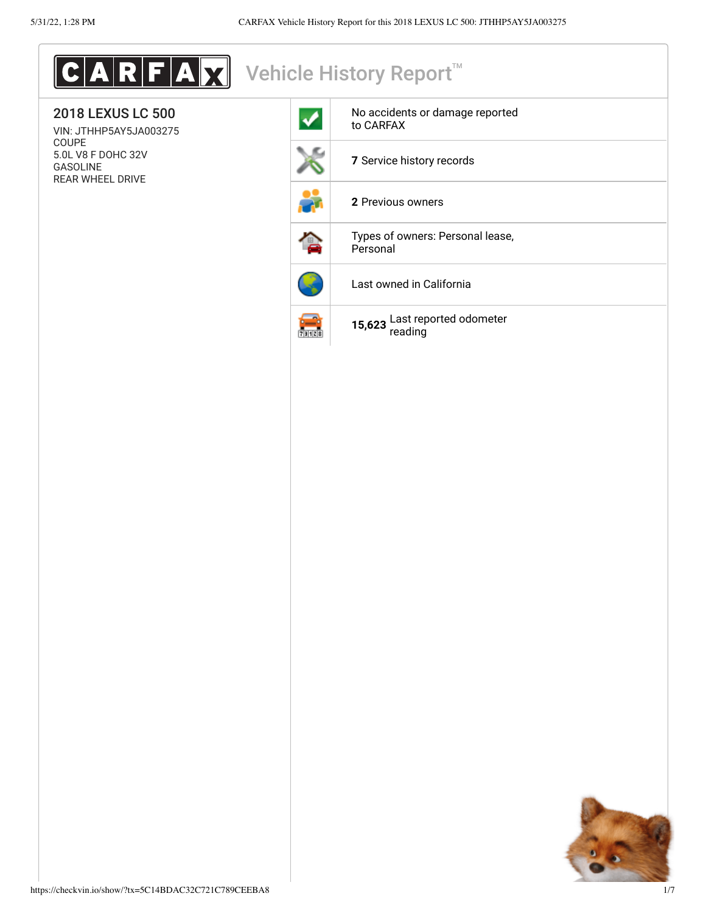# CARFAX Vehicle History Report™

## 2018 LEXUS LC 500

VIN: JTHHP5AY5JA003275
COUPE
5.0L V8 F DOHC 32V
GASOLINE
REAR WHEEL DRIVE

- No accidents or damage reported to CARFAX
- **7** Service history records
- **2** Previous owners
- Types of owners: Personal lease, Personal
- Last owned in California
- **15,623** Last reported odometer reading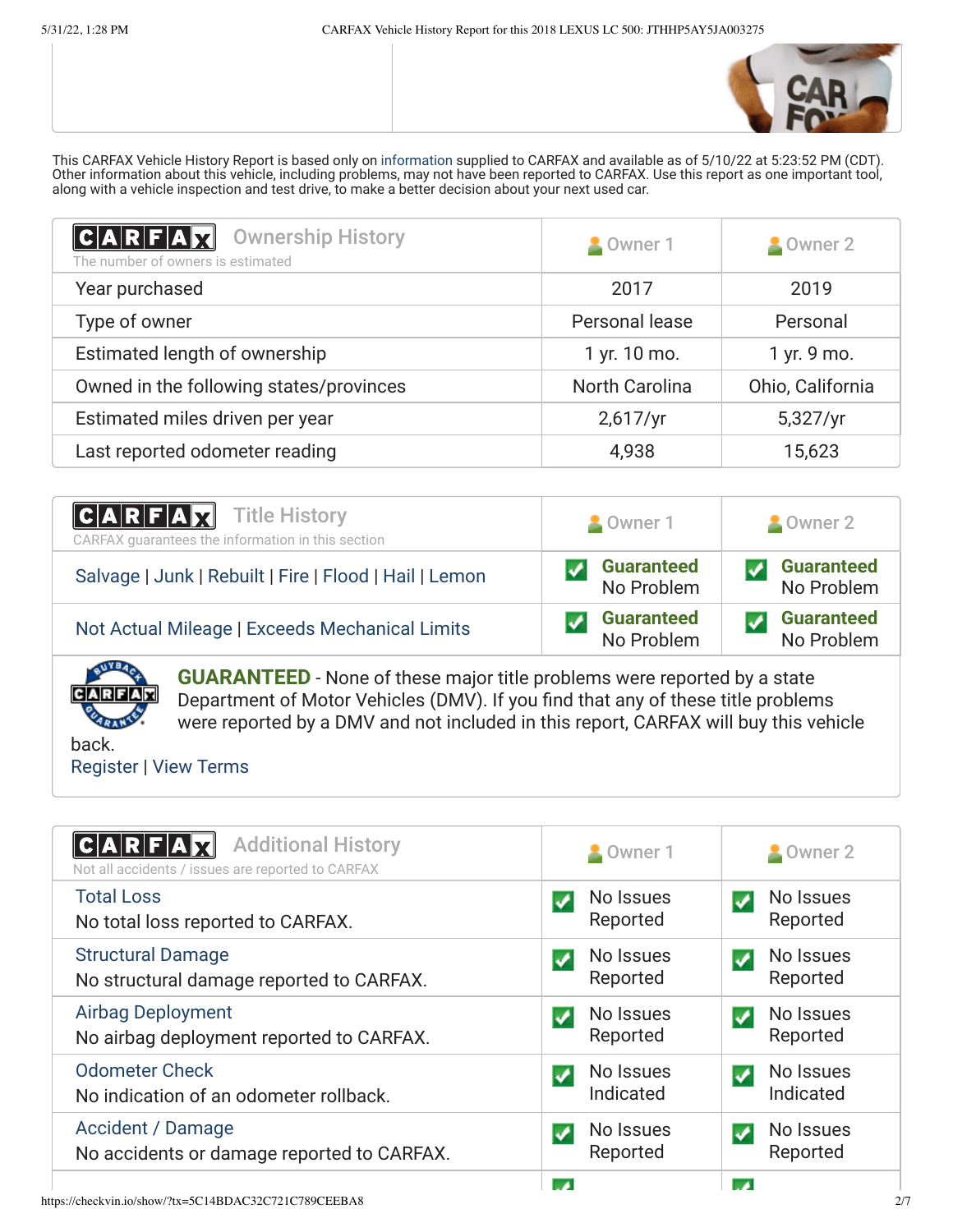This CARFAX Vehicle History Report is based only on information supplied to CARFAX and available as of 5/10/22 at 5:23:52 PM (CDT). Other information about this vehicle, including problems, may not have been reported to CARFAX. Use this report as one important tool, along with a vehicle inspection and test drive, to make a better decision about your next used car.

| CARFAX Ownership History<br>The number of owners is estimated | Owner 1 | Owner 2 |
|---|---|---|
| Year purchased | 2017 | 2019 |
| Type of owner | Personal lease | Personal |
| Estimated length of ownership | 1 yr. 10 mo. | 1 yr. 9 mo. |
| Owned in the following states/provinces | North Carolina | Ohio, California |
| Estimated miles driven per year | 2,617/yr | 5,327/yr |
| Last reported odometer reading | 4,938 | 15,623 |

| CARFAX Title History<br>CARFAX guarantees the information in this section | Owner 1 | Owner 2 |
|---|---|---|
| Salvage \| Junk \| Rebuilt \| Fire \| Flood \| Hail \| Lemon | **Guaranteed** No Problem | **Guaranteed** No Problem |
| Not Actual Mileage \| Exceeds Mechanical Limits | **Guaranteed** No Problem | **Guaranteed** No Problem |

**GUARANTEED** - None of these major title problems were reported by a state Department of Motor Vehicles (DMV). If you find that any of these title problems were reported by a DMV and not included in this report, CARFAX will buy this vehicle back.

Register | View Terms

| CARFAX Additional History<br>Not all accidents / issues are reported to CARFAX | Owner 1 | Owner 2 |
|---|---|---|
| Total Loss<br>No total loss reported to CARFAX. | No Issues Reported | No Issues Reported |
| Structural Damage<br>No structural damage reported to CARFAX. | No Issues Reported | No Issues Reported |
| Airbag Deployment<br>No airbag deployment reported to CARFAX. | No Issues Reported | No Issues Reported |
| Odometer Check<br>No indication of an odometer rollback. | No Issues Indicated | No Issues Indicated |
| Accident / Damage<br>No accidents or damage reported to CARFAX. | No Issues Reported | No Issues Reported |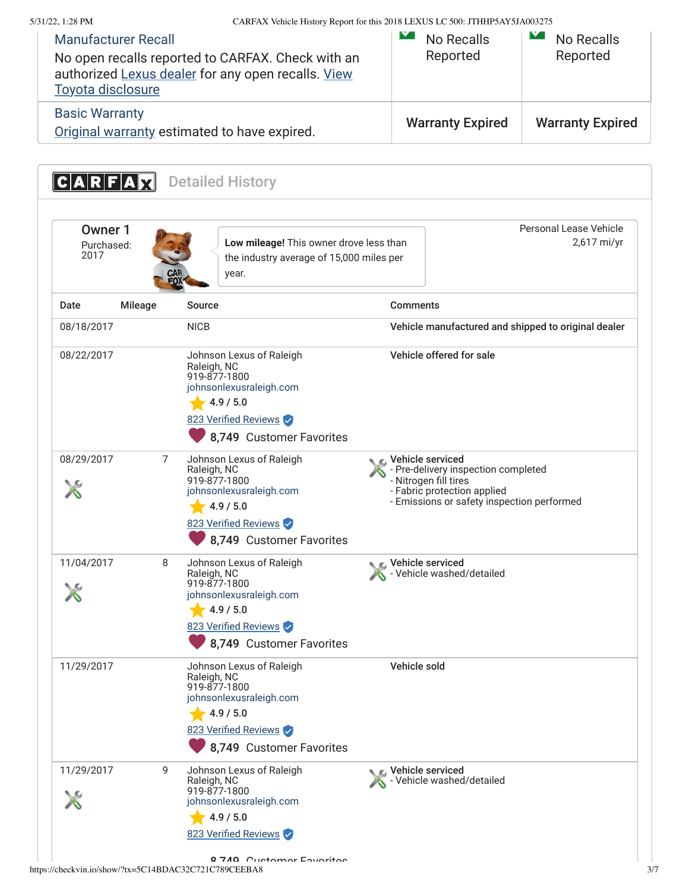| | | |
|---|---|---|
| **Manufacturer Recall**<br>No open recalls reported to CARFAX. Check with an authorized Lexus dealer for any open recalls. View Toyota disclosure | No Recalls Reported | No Recalls Reported |
| **Basic Warranty**<br>Original warranty estimated to have expired. | **Warranty Expired** | **Warranty Expired** |

## CARFAX Detailed History

### Owner 1

Purchased: 2017

**Low mileage!** This owner drove less than the industry average of 15,000 miles per year.

Personal Lease Vehicle
2,617 mi/yr

| Date | Mileage | Source | Comments |
|---|---|---|---|
| 08/18/2017 | | NICB | **Vehicle manufactured and shipped to original dealer** |
| 08/22/2017 | | Johnson Lexus of Raleigh<br>Raleigh, NC<br>919-877-1800<br>johnsonlexusraleigh.com<br>4.9 / 5.0<br>823 Verified Reviews<br>8,749 Customer Favorites | **Vehicle offered for sale** |
| 08/29/2017 | 7 | Johnson Lexus of Raleigh<br>Raleigh, NC<br>919-877-1800<br>johnsonlexusraleigh.com<br>4.9 / 5.0<br>823 Verified Reviews<br>8,749 Customer Favorites | **Vehicle serviced**<br>- Pre-delivery inspection completed<br>- Nitrogen fill tires<br>- Fabric protection applied<br>- Emissions or safety inspection performed |
| 11/04/2017 | 8 | Johnson Lexus of Raleigh<br>Raleigh, NC<br>919-877-1800<br>johnsonlexusraleigh.com<br>4.9 / 5.0<br>823 Verified Reviews<br>8,749 Customer Favorites | **Vehicle serviced**<br>- Vehicle washed/detailed |
| 11/29/2017 | | Johnson Lexus of Raleigh<br>Raleigh, NC<br>919-877-1800<br>johnsonlexusraleigh.com<br>4.9 / 5.0<br>823 Verified Reviews<br>8,749 Customer Favorites | **Vehicle sold** |
| 11/29/2017 | 9 | Johnson Lexus of Raleigh<br>Raleigh, NC<br>919-877-1800<br>johnsonlexusraleigh.com<br>4.9 / 5.0<br>823 Verified Reviews<br>8,749 Customer Favorites | **Vehicle serviced**<br>- Vehicle washed/detailed |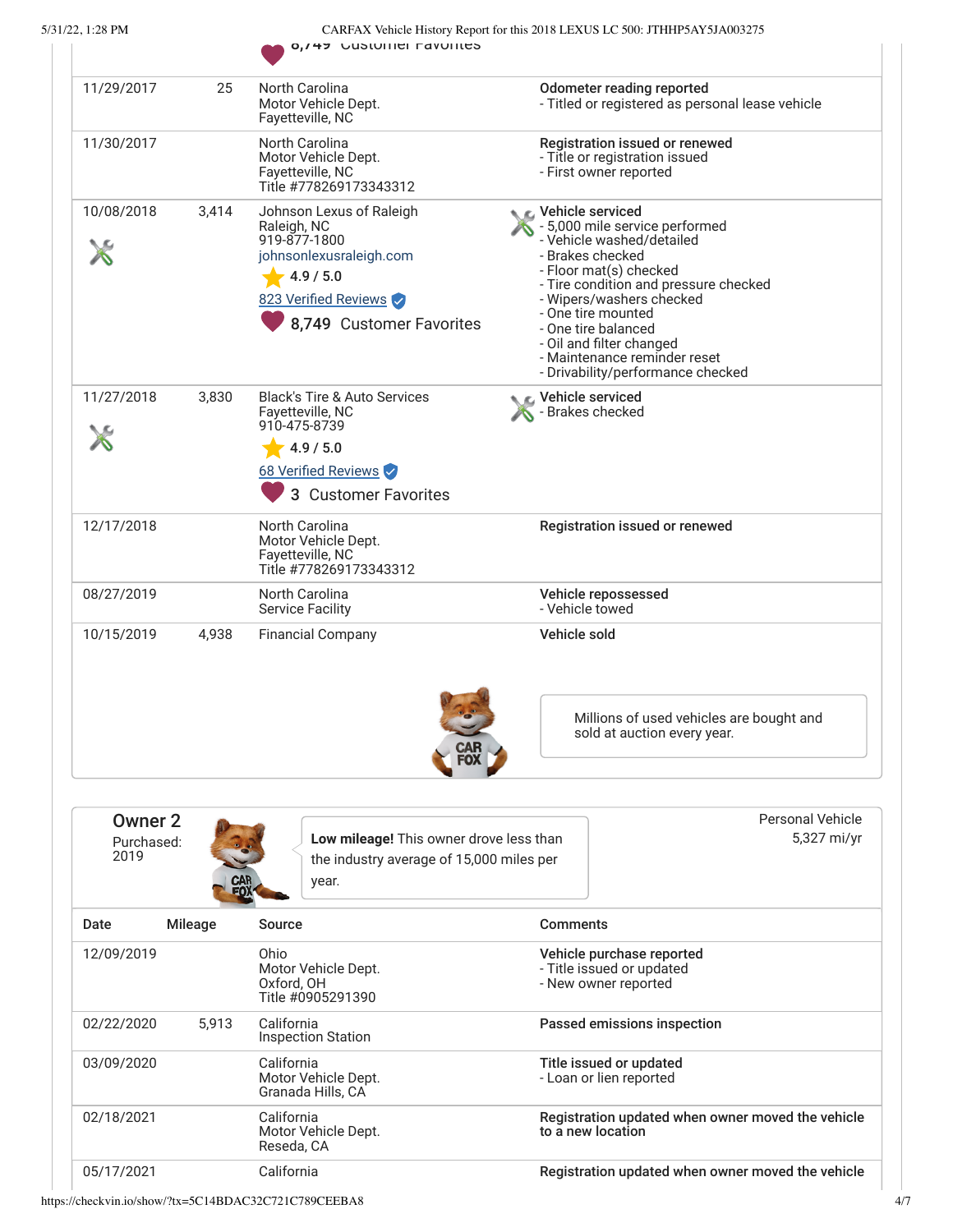8,749 Customer Favorites

| Date | Mileage | Source | Comments |
|---|---|---|---|
| 11/29/2017 | 25 | North Carolina<br>Motor Vehicle Dept.<br>Fayetteville, NC | **Odometer reading reported**<br>- Titled or registered as personal lease vehicle |
| 11/30/2017 | | North Carolina<br>Motor Vehicle Dept.<br>Fayetteville, NC<br>Title #778269173343312 | **Registration issued or renewed**<br>- Title or registration issued<br>- First owner reported |
| 10/08/2018 | 3,414 | Johnson Lexus of Raleigh<br>Raleigh, NC<br>919-877-1800<br>johnsonlexusraleigh.com<br>4.9 / 5.0<br>823 Verified Reviews<br>8,749 Customer Favorites | **Vehicle serviced**<br>- 5,000 mile service performed<br>- Vehicle washed/detailed<br>- Brakes checked<br>- Floor mat(s) checked<br>- Tire condition and pressure checked<br>- Wipers/washers checked<br>- One tire mounted<br>- One tire balanced<br>- Oil and filter changed<br>- Maintenance reminder reset<br>- Drivability/performance checked |
| 11/27/2018 | 3,830 | Black's Tire & Auto Services<br>Fayetteville, NC<br>910-475-8739<br>4.9 / 5.0<br>68 Verified Reviews<br>3 Customer Favorites | **Vehicle serviced**<br>- Brakes checked |
| 12/17/2018 | | North Carolina<br>Motor Vehicle Dept.<br>Fayetteville, NC<br>Title #778269173343312 | **Registration issued or renewed** |
| 08/27/2019 | | North Carolina<br>Service Facility | **Vehicle repossessed**<br>- Vehicle towed |
| 10/15/2019 | 4,938 | Financial Company | **Vehicle sold** |

Millions of used vehicles are bought and sold at auction every year.

## Owner 2

Purchased: 2019

**Low mileage!** This owner drove less than the industry average of 15,000 miles per year.

Personal Vehicle
5,327 mi/yr

| Date | Mileage | Source | Comments |
|---|---|---|---|
| 12/09/2019 | | Ohio<br>Motor Vehicle Dept.<br>Oxford, OH<br>Title #0905291390 | **Vehicle purchase reported**<br>- Title issued or updated<br>- New owner reported |
| 02/22/2020 | 5,913 | California<br>Inspection Station | **Passed emissions inspection** |
| 03/09/2020 | | California<br>Motor Vehicle Dept.<br>Granada Hills, CA | **Title issued or updated**<br>- Loan or lien reported |
| 02/18/2021 | | California<br>Motor Vehicle Dept.<br>Reseda, CA | **Registration updated when owner moved the vehicle to a new location** |
| 05/17/2021 | | California | **Registration updated when owner moved the vehicle** |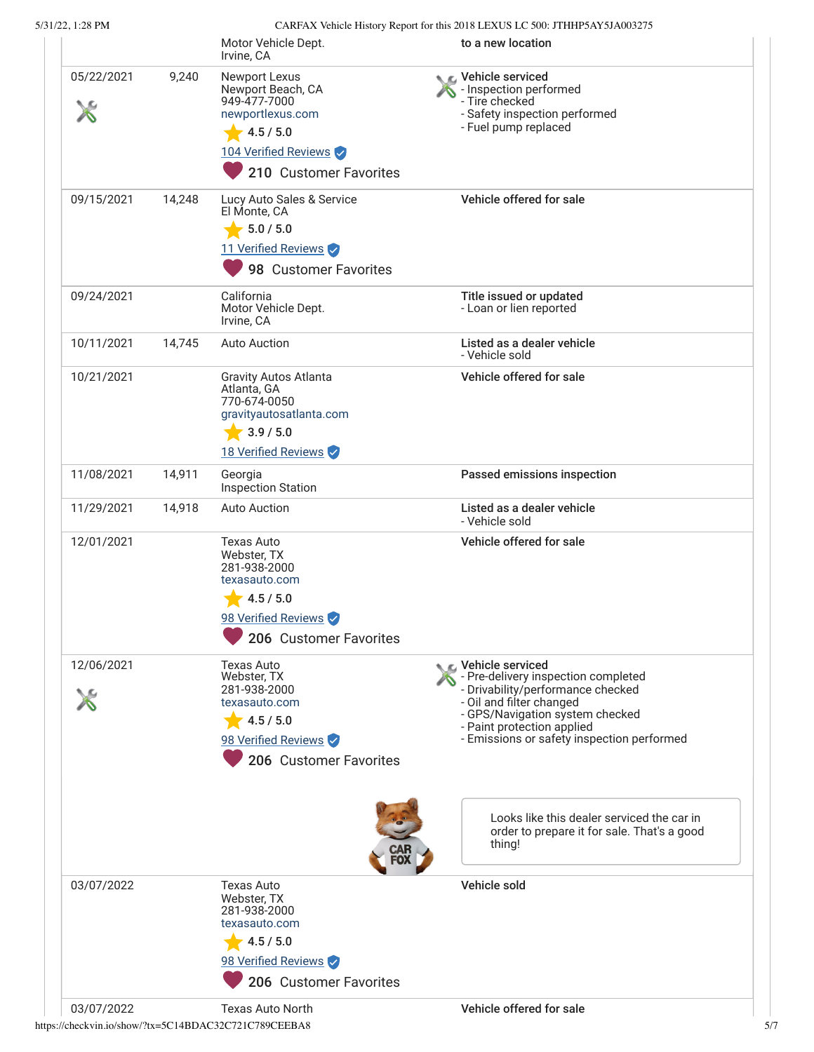| Date | Mileage | Source | Comments |
|---|---|---|---|
| | | Motor Vehicle Dept.<br>Irvine, CA | to a new location |
| 05/22/2021 | 9,240 | Newport Lexus<br>Newport Beach, CA<br>949-477-7000<br>newportlexus.com<br>4.5 / 5.0<br>104 Verified Reviews<br>210 Customer Favorites | **Vehicle serviced**<br>- Inspection performed<br>- Tire checked<br>- Safety inspection performed<br>- Fuel pump replaced |
| 09/15/2021 | 14,248 | Lucy Auto Sales & Service<br>El Monte, CA<br>5.0 / 5.0<br>11 Verified Reviews<br>98 Customer Favorites | **Vehicle offered for sale** |
| 09/24/2021 | | California<br>Motor Vehicle Dept.<br>Irvine, CA | **Title issued or updated**<br>- Loan or lien reported |
| 10/11/2021 | 14,745 | Auto Auction | **Listed as a dealer vehicle**<br>- Vehicle sold |
| 10/21/2021 | | Gravity Autos Atlanta<br>Atlanta, GA<br>770-674-0050<br>gravityautosatlanta.com<br>3.9 / 5.0<br>18 Verified Reviews | **Vehicle offered for sale** |
| 11/08/2021 | 14,911 | Georgia<br>Inspection Station | **Passed emissions inspection** |
| 11/29/2021 | 14,918 | Auto Auction | **Listed as a dealer vehicle**<br>- Vehicle sold |
| 12/01/2021 | | Texas Auto<br>Webster, TX<br>281-938-2000<br>texasauto.com<br>4.5 / 5.0<br>98 Verified Reviews<br>206 Customer Favorites | **Vehicle offered for sale** |
| 12/06/2021 | | Texas Auto<br>Webster, TX<br>281-938-2000<br>texasauto.com<br>4.5 / 5.0<br>98 Verified Reviews<br>206 Customer Favorites | **Vehicle serviced**<br>- Pre-delivery inspection completed<br>- Drivability/performance checked<br>- Oil and filter changed<br>- GPS/Navigation system checked<br>- Paint protection applied<br>- Emissions or safety inspection performed<br><br>Looks like this dealer serviced the car in order to prepare it for sale. That's a good thing! |
| 03/07/2022 | | Texas Auto<br>Webster, TX<br>281-938-2000<br>texasauto.com<br>4.5 / 5.0<br>98 Verified Reviews<br>206 Customer Favorites | **Vehicle sold** |
| 03/07/2022 | | Texas Auto North | **Vehicle offered for sale** |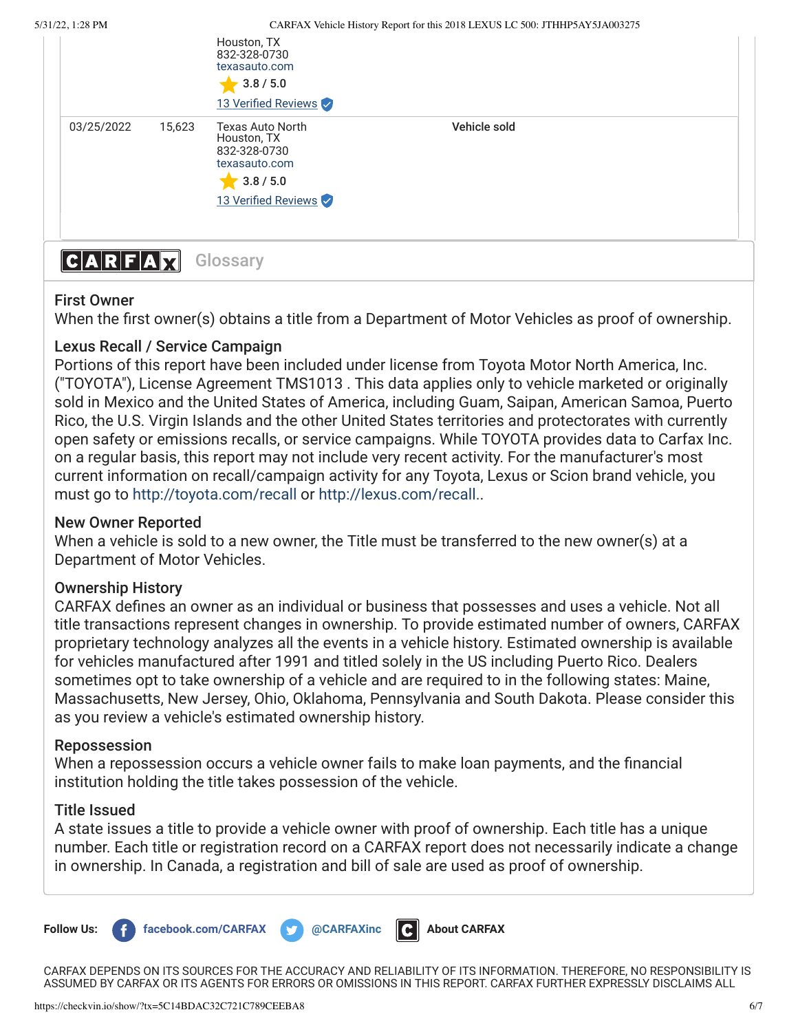| | | | |
|---|---|---|---|
| | | Houston, TX<br>832-328-0730<br>texasauto.com<br>3.8 / 5.0<br>13 Verified Reviews | |
| 03/25/2022 | 15,623 | Texas Auto North<br>Houston, TX<br>832-328-0730<br>texasauto.com<br>3.8 / 5.0<br>13 Verified Reviews | Vehicle sold |

## CARFAX Glossary

### First Owner

When the first owner(s) obtains a title from a Department of Motor Vehicles as proof of ownership.

### Lexus Recall / Service Campaign

Portions of this report have been included under license from Toyota Motor North America, Inc. ("TOYOTA"), License Agreement TMS1013 . This data applies only to vehicle marketed or originally sold in Mexico and the United States of America, including Guam, Saipan, American Samoa, Puerto Rico, the U.S. Virgin Islands and the other United States territories and protectorates with currently open safety or emissions recalls, or service campaigns. While TOYOTA provides data to Carfax Inc. on a regular basis, this report may not include very recent activity. For the manufacturer's most current information on recall/campaign activity for any Toyota, Lexus or Scion brand vehicle, you must go to http://toyota.com/recall or http://lexus.com/recall..

### New Owner Reported

When a vehicle is sold to a new owner, the Title must be transferred to the new owner(s) at a Department of Motor Vehicles.

### Ownership History

CARFAX defines an owner as an individual or business that possesses and uses a vehicle. Not all title transactions represent changes in ownership. To provide estimated number of owners, CARFAX proprietary technology analyzes all the events in a vehicle history. Estimated ownership is available for vehicles manufactured after 1991 and titled solely in the US including Puerto Rico. Dealers sometimes opt to take ownership of a vehicle and are required to in the following states: Maine, Massachusetts, New Jersey, Ohio, Oklahoma, Pennsylvania and South Dakota. Please consider this as you review a vehicle's estimated ownership history.

### Repossession

When a repossession occurs a vehicle owner fails to make loan payments, and the financial institution holding the title takes possession of the vehicle.

### Title Issued

A state issues a title to provide a vehicle owner with proof of ownership. Each title has a unique number. Each title or registration record on a CARFAX report does not necessarily indicate a change in ownership. In Canada, a registration and bill of sale are used as proof of ownership.

**Follow Us:** facebook.com/CARFAX @CARFAXinc About CARFAX

CARFAX DEPENDS ON ITS SOURCES FOR THE ACCURACY AND RELIABILITY OF ITS INFORMATION. THEREFORE, NO RESPONSIBILITY IS ASSUMED BY CARFAX OR ITS AGENTS FOR ERRORS OR OMISSIONS IN THIS REPORT. CARFAX FURTHER EXPRESSLY DISCLAIMS ALL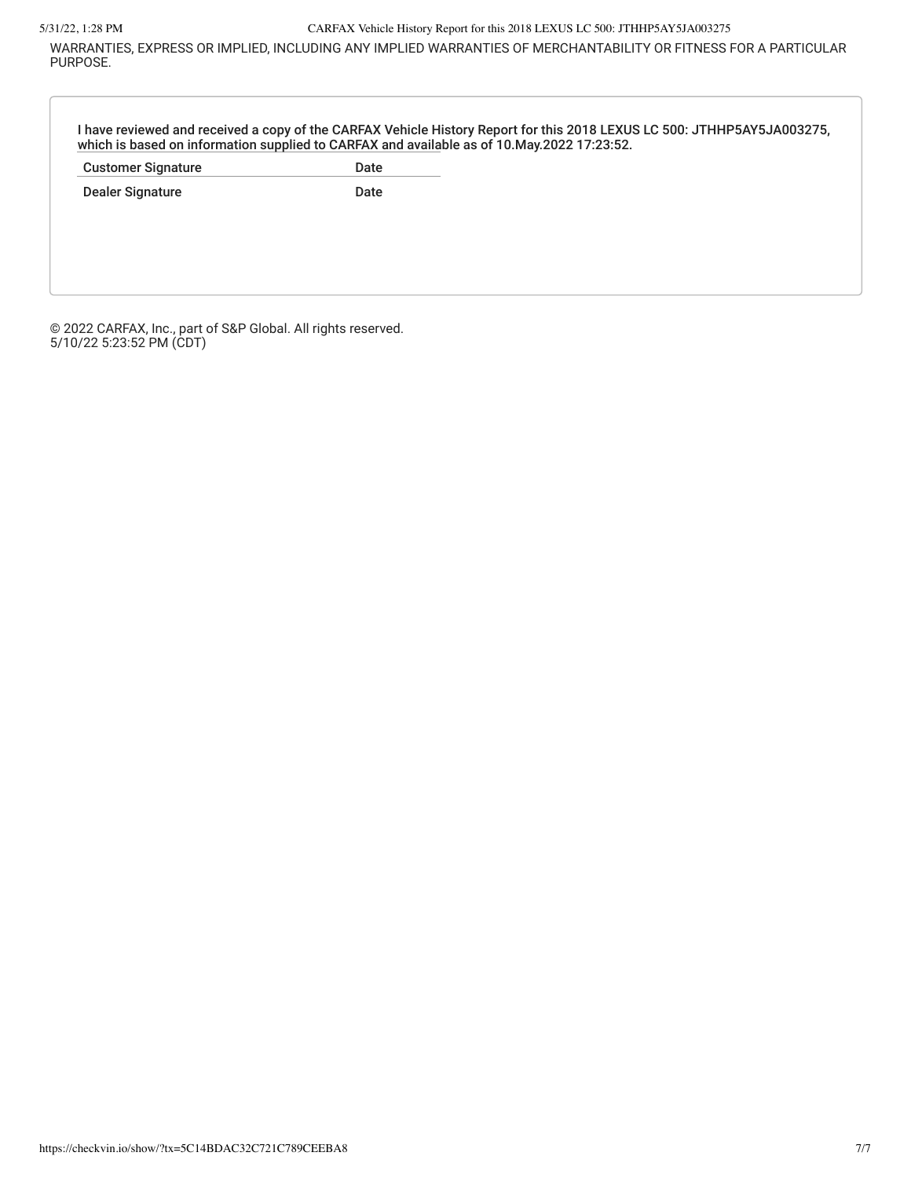WARRANTIES, EXPRESS OR IMPLIED, INCLUDING ANY IMPLIED WARRANTIES OF MERCHANTABILITY OR FITNESS FOR A PARTICULAR PURPOSE.

I have reviewed and received a copy of the CARFAX Vehicle History Report for this 2018 LEXUS LC 500: JTHHP5AY5JA003275, which is based on information supplied to CARFAX and available as of 10.May.2022 17:23:52.

| | |
|---|---|
| Customer Signature | Date |
| Dealer Signature | Date |

© 2022 CARFAX, Inc., part of S&P Global. All rights reserved.
5/10/22 5:23:52 PM (CDT)